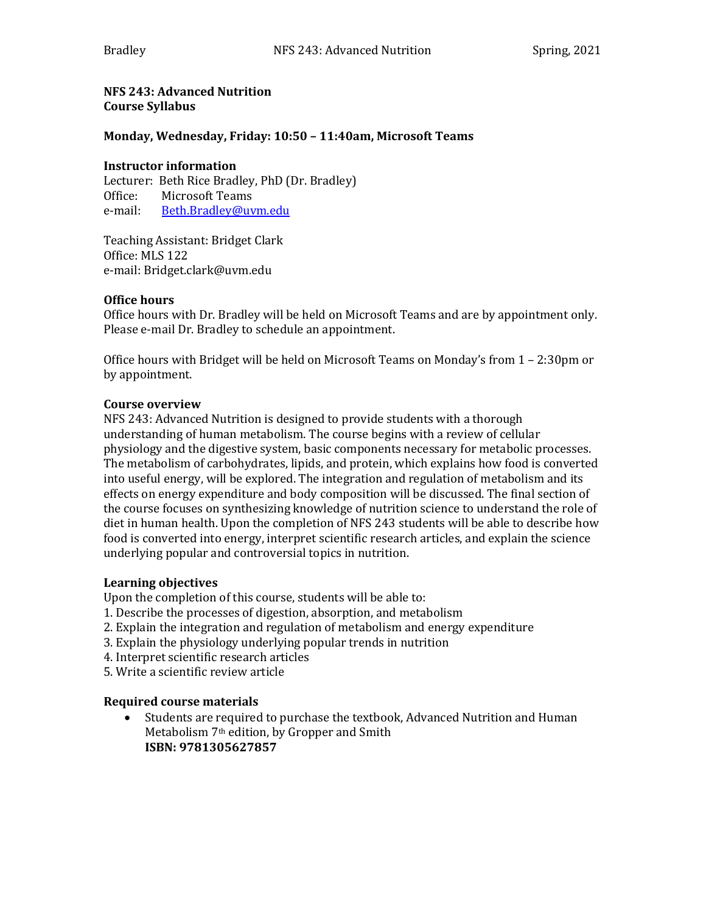**NFS 243: Advanced Nutrition**
**Course Syllabus**

**Monday, Wednesday, Friday: 10:50 – 11:40am, Microsoft Teams**

**Instructor information**

Lecturer: Beth Rice Bradley, PhD (Dr. Bradley)
Office: Microsoft Teams
e-mail: Beth.Bradley@uvm.edu

Teaching Assistant: Bridget Clark
Office: MLS 122
e-mail: Bridget.clark@uvm.edu

**Office hours**

Office hours with Dr. Bradley will be held on Microsoft Teams and are by appointment only. Please e-mail Dr. Bradley to schedule an appointment.

Office hours with Bridget will be held on Microsoft Teams on Monday's from 1 – 2:30pm or by appointment.

**Course overview**

NFS 243: Advanced Nutrition is designed to provide students with a thorough understanding of human metabolism. The course begins with a review of cellular physiology and the digestive system, basic components necessary for metabolic processes. The metabolism of carbohydrates, lipids, and protein, which explains how food is converted into useful energy, will be explored. The integration and regulation of metabolism and its effects on energy expenditure and body composition will be discussed. The final section of the course focuses on synthesizing knowledge of nutrition science to understand the role of diet in human health. Upon the completion of NFS 243 students will be able to describe how food is converted into energy, interpret scientific research articles, and explain the science underlying popular and controversial topics in nutrition.

**Learning objectives**

Upon the completion of this course, students will be able to:

1. Describe the processes of digestion, absorption, and metabolism
2. Explain the integration and regulation of metabolism and energy expenditure
3. Explain the physiology underlying popular trends in nutrition
4. Interpret scientific research articles
5. Write a scientific review article

**Required course materials**

- Students are required to purchase the textbook, Advanced Nutrition and Human Metabolism 7th edition, by Gropper and Smith
  **ISBN: 9781305627857**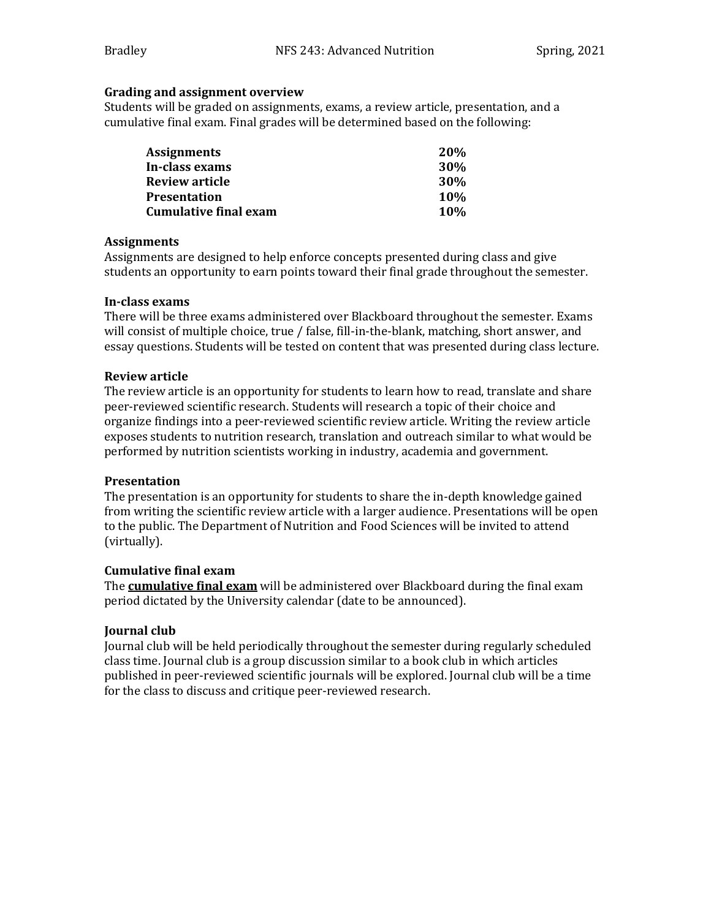### Grading and assignment overview

Students will be graded on assignments, exams, a review article, presentation, and a cumulative final exam. Final grades will be determined based on the following:

| | |
|---|---|
| **Assignments** | **20%** |
| **In-class exams** | **30%** |
| **Review article** | **30%** |
| **Presentation** | **10%** |
| **Cumulative final exam** | **10%** |

### Assignments

Assignments are designed to help enforce concepts presented during class and give students an opportunity to earn points toward their final grade throughout the semester.

### In-class exams

There will be three exams administered over Blackboard throughout the semester. Exams will consist of multiple choice, true / false, fill-in-the-blank, matching, short answer, and essay questions. Students will be tested on content that was presented during class lecture.

### Review article

The review article is an opportunity for students to learn how to read, translate and share peer-reviewed scientific research. Students will research a topic of their choice and organize findings into a peer-reviewed scientific review article. Writing the review article exposes students to nutrition research, translation and outreach similar to what would be performed by nutrition scientists working in industry, academia and government.

### Presentation

The presentation is an opportunity for students to share the in-depth knowledge gained from writing the scientific review article with a larger audience. Presentations will be open to the public. The Department of Nutrition and Food Sciences will be invited to attend (virtually).

### Cumulative final exam

The <u>**cumulative final exam**</u> will be administered over Blackboard during the final exam period dictated by the University calendar (date to be announced).

### Journal club

Journal club will be held periodically throughout the semester during regularly scheduled class time. Journal club is a group discussion similar to a book club in which articles published in peer-reviewed scientific journals will be explored. Journal club will be a time for the class to discuss and critique peer-reviewed research.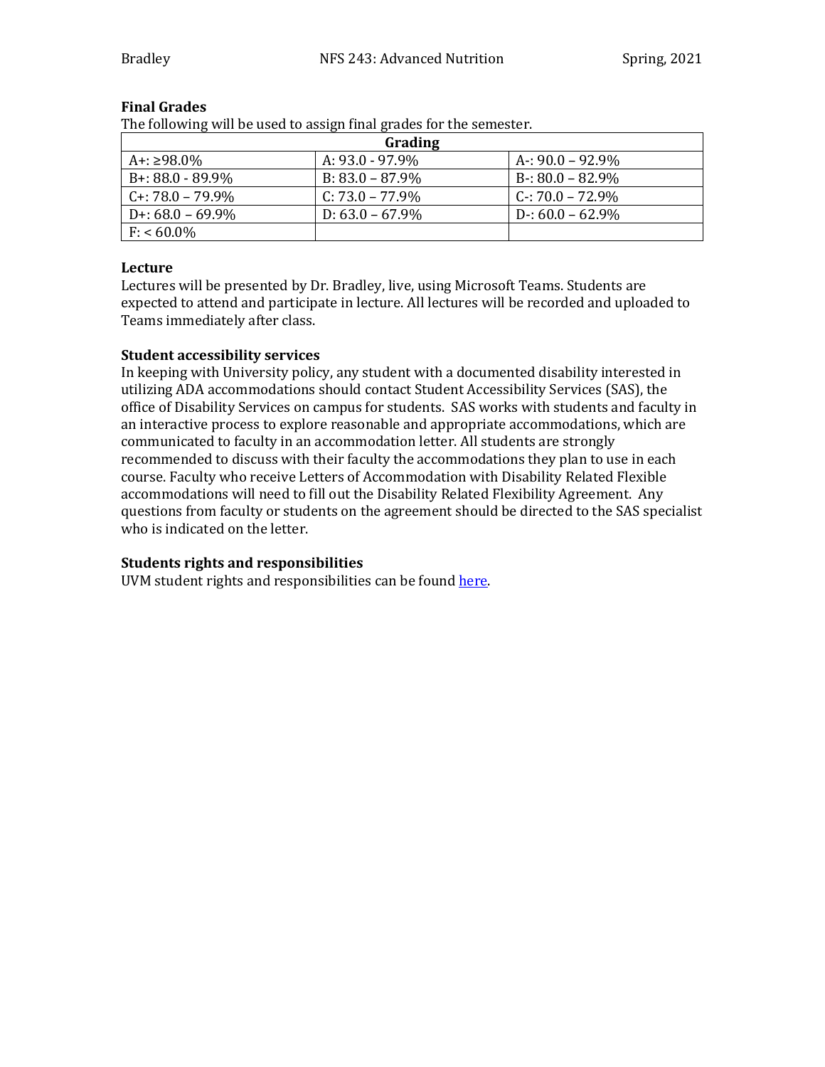**Final Grades**

The following will be used to assign final grades for the semester.

| Grading | | |
|---|---|---|
| A+: ≥98.0% | A: 93.0 - 97.9% | A-: 90.0 – 92.9% |
| B+: 88.0 - 89.9% | B: 83.0 – 87.9% | B-: 80.0 – 82.9% |
| C+: 78.0 – 79.9% | C: 73.0 – 77.9% | C-: 70.0 – 72.9% |
| D+: 68.0 – 69.9% | D: 63.0 – 67.9% | D-: 60.0 – 62.9% |
| F: < 60.0% | | |

**Lecture**

Lectures will be presented by Dr. Bradley, live, using Microsoft Teams. Students are expected to attend and participate in lecture. All lectures will be recorded and uploaded to Teams immediately after class.

**Student accessibility services**

In keeping with University policy, any student with a documented disability interested in utilizing ADA accommodations should contact Student Accessibility Services (SAS), the office of Disability Services on campus for students. SAS works with students and faculty in an interactive process to explore reasonable and appropriate accommodations, which are communicated to faculty in an accommodation letter. All students are strongly recommended to discuss with their faculty the accommodations they plan to use in each course. Faculty who receive Letters of Accommodation with Disability Related Flexible accommodations will need to fill out the Disability Related Flexibility Agreement. Any questions from faculty or students on the agreement should be directed to the SAS specialist who is indicated on the letter.

**Students rights and responsibilities**

UVM student rights and responsibilities can be found here.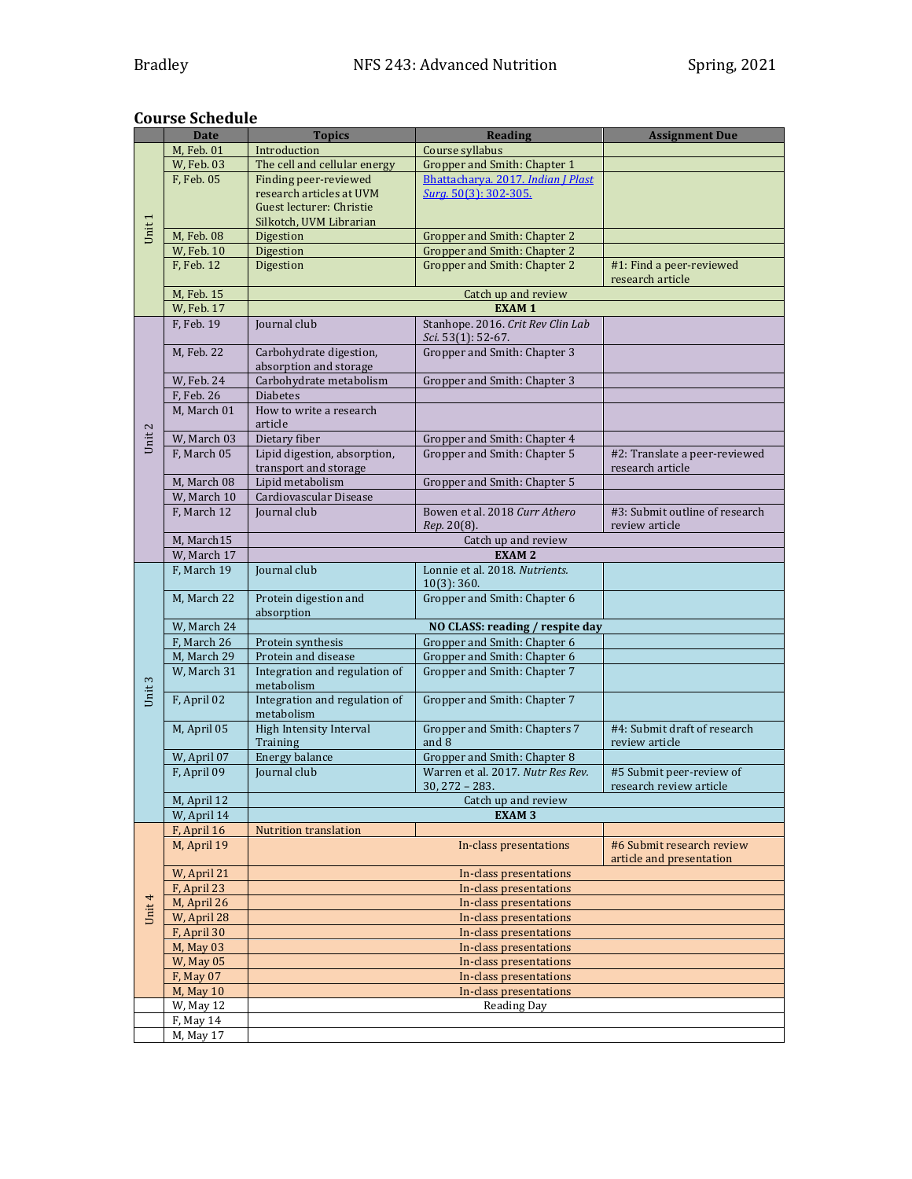## Course Schedule

| | Date | Topics | Reading | Assignment Due |
|---|---|---|---|---|
| Unit 1 | M, Feb. 01 | Introduction | Course syllabus | |
| | W, Feb. 03 | The cell and cellular energy | Gropper and Smith: Chapter 1 | |
| | F, Feb. 05 | Finding peer-reviewed research articles at UVM Guest lecturer: Christie Silkotch, UVM Librarian | Bhattacharya. 2017. *Indian J Plast Surg.* 50(3): 302-305. | |
| | M, Feb. 08 | Digestion | Gropper and Smith: Chapter 2 | |
| | W, Feb. 10 | Digestion | Gropper and Smith: Chapter 2 | |
| | F, Feb. 12 | Digestion | Gropper and Smith: Chapter 2 | #1: Find a peer-reviewed research article |
| | M, Feb. 15 | Catch up and review | | |
| | W, Feb. 17 | **EXAM 1** | | |
| Unit 2 | F, Feb. 19 | Journal club | Stanhope. 2016. *Crit Rev Clin Lab Sci.* 53(1): 52-67. | |
| | M, Feb. 22 | Carbohydrate digestion, absorption and storage | Gropper and Smith: Chapter 3 | |
| | W, Feb. 24 | Carbohydrate metabolism | Gropper and Smith: Chapter 3 | |
| | F, Feb. 26 | Diabetes | | |
| | M, March 01 | How to write a research article | | |
| | W, March 03 | Dietary fiber | Gropper and Smith: Chapter 4 | |
| | F, March 05 | Lipid digestion, absorption, transport and storage | Gropper and Smith: Chapter 5 | #2: Translate a peer-reviewed research article |
| | M, March 08 | Lipid metabolism | Gropper and Smith: Chapter 5 | |
| | W, March 10 | Cardiovascular Disease | | |
| | F, March 12 | Journal club | Bowen et al. 2018 *Curr Athero Rep.* 20(8). | #3: Submit outline of research review article |
| | M, March15 | Catch up and review | | |
| | W, March 17 | **EXAM 2** | | |
| Unit 3 | F, March 19 | Journal club | Lonnie et al. 2018. *Nutrients.* 10(3): 360. | |
| | M, March 22 | Protein digestion and absorption | Gropper and Smith: Chapter 6 | |
| | W, March 24 | **NO CLASS: reading / respite day** | | |
| | F, March 26 | Protein synthesis | Gropper and Smith: Chapter 6 | |
| | M, March 29 | Protein and disease | Gropper and Smith: Chapter 6 | |
| | W, March 31 | Integration and regulation of metabolism | Gropper and Smith: Chapter 7 | |
| | F, April 02 | Integration and regulation of metabolism | Gropper and Smith: Chapter 7 | |
| | M, April 05 | High Intensity Interval Training | Gropper and Smith: Chapters 7 and 8 | #4: Submit draft of research review article |
| | W, April 07 | Energy balance | Gropper and Smith: Chapter 8 | |
| | F, April 09 | Journal club | Warren et al. 2017. *Nutr Res Rev.* 30, 272 – 283. | #5 Submit peer-review of research review article |
| | M, April 12 | Catch up and review | | |
| | W, April 14 | **EXAM 3** | | |
| Unit 4 | F, April 16 | Nutrition translation | | |
| | M, April 19 | In-class presentations | | #6 Submit research review article and presentation |
| | W, April 21 | In-class presentations | | |
| | F, April 23 | In-class presentations | | |
| | M, April 26 | In-class presentations | | |
| | W, April 28 | In-class presentations | | |
| | F, April 30 | In-class presentations | | |
| | M, May 03 | In-class presentations | | |
| | W, May 05 | In-class presentations | | |
| | F, May 07 | In-class presentations | | |
| | M, May 10 | In-class presentations | | |
| | W, May 12 | Reading Day | | |
| | F, May 14 | | | |
| | M, May 17 | | | |